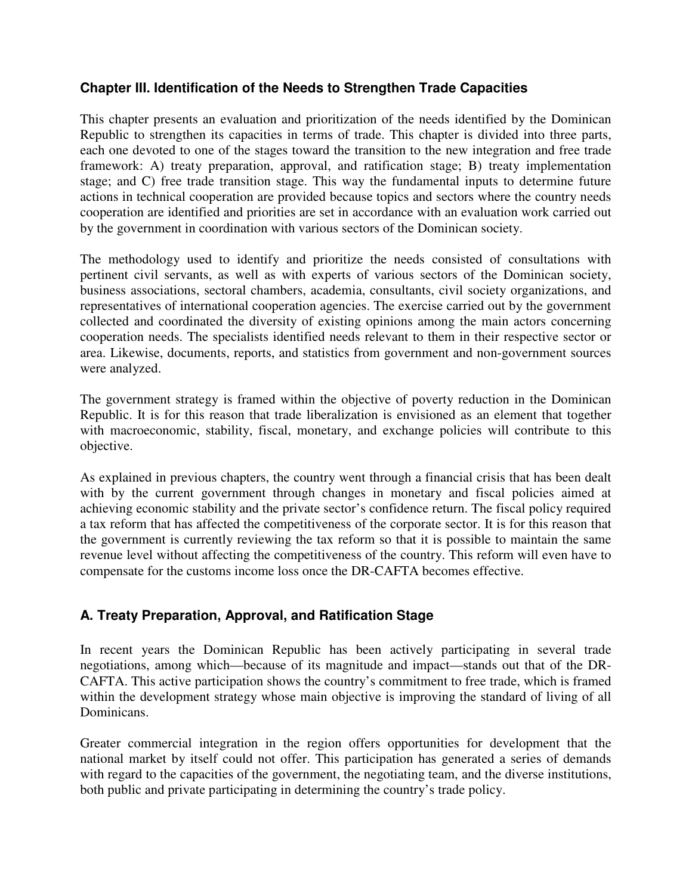## Chapter III. Identification of the Needs to Strengthen Trade Capacities

This chapter presents an evaluation and prioritization of the needs identified by the Dominican Republic to strengthen its capacities in terms of trade. This chapter is divided into three parts, each one devoted to one of the stages toward the transition to the new integration and free trade framework: A) treaty preparation, approval, and ratification stage; B) treaty implementation stage; and C) free trade transition stage. This way the fundamental inputs to determine future actions in technical cooperation are provided because topics and sectors where the country needs cooperation are identified and priorities are set in accordance with an evaluation work carried out by the government in coordination with various sectors of the Dominican society.

The methodology used to identify and prioritize the needs consisted of consultations with pertinent civil servants, as well as with experts of various sectors of the Dominican society, business associations, sectoral chambers, academia, consultants, civil society organizations, and representatives of international cooperation agencies. The exercise carried out by the government collected and coordinated the diversity of existing opinions among the main actors concerning cooperation needs. The specialists identified needs relevant to them in their respective sector or area. Likewise, documents, reports, and statistics from government and non-government sources were analyzed.

The government strategy is framed within the objective of poverty reduction in the Dominican Republic. It is for this reason that trade liberalization is envisioned as an element that together with macroeconomic, stability, fiscal, monetary, and exchange policies will contribute to this objective.

As explained in previous chapters, the country went through a financial crisis that has been dealt with by the current government through changes in monetary and fiscal policies aimed at achieving economic stability and the private sector's confidence return. The fiscal policy required a tax reform that has affected the competitiveness of the corporate sector. It is for this reason that the government is currently reviewing the tax reform so that it is possible to maintain the same revenue level without affecting the competitiveness of the country. This reform will even have to compensate for the customs income loss once the DR-CAFTA becomes effective.

### A. Treaty Preparation, Approval, and Ratification Stage

In recent years the Dominican Republic has been actively participating in several trade negotiations, among which—because of its magnitude and impact—stands out that of the DR-CAFTA. This active participation shows the country's commitment to free trade, which is framed within the development strategy whose main objective is improving the standard of living of all Dominicans.

Greater commercial integration in the region offers opportunities for development that the national market by itself could not offer. This participation has generated a series of demands with regard to the capacities of the government, the negotiating team, and the diverse institutions, both public and private participating in determining the country's trade policy.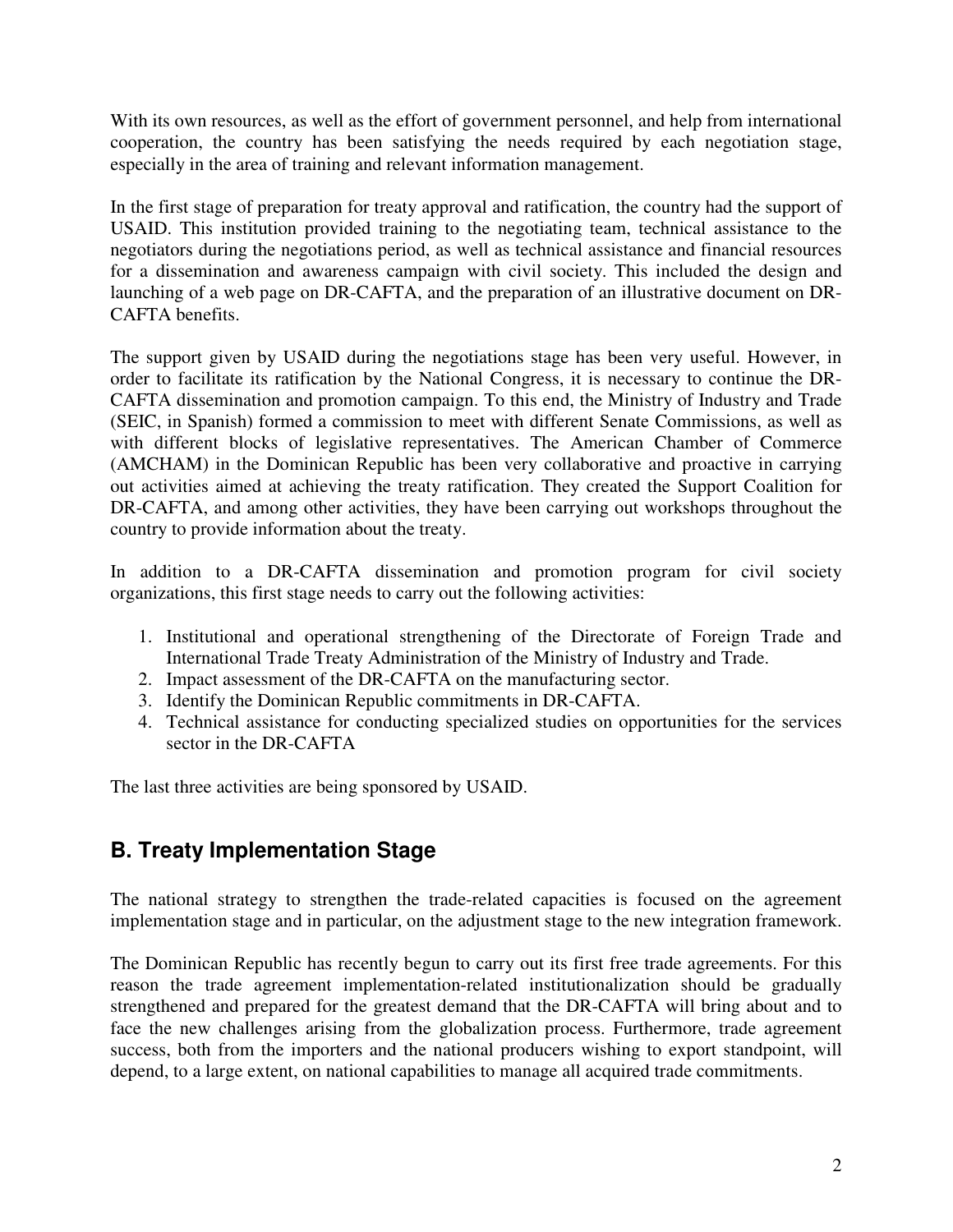With its own resources, as well as the effort of government personnel, and help from international cooperation, the country has been satisfying the needs required by each negotiation stage, especially in the area of training and relevant information management.

In the first stage of preparation for treaty approval and ratification, the country had the support of USAID. This institution provided training to the negotiating team, technical assistance to the negotiators during the negotiations period, as well as technical assistance and financial resources for a dissemination and awareness campaign with civil society. This included the design and launching of a web page on DR-CAFTA, and the preparation of an illustrative document on DR-CAFTA benefits.

The support given by USAID during the negotiations stage has been very useful. However, in order to facilitate its ratification by the National Congress, it is necessary to continue the DR-CAFTA dissemination and promotion campaign. To this end, the Ministry of Industry and Trade (SEIC, in Spanish) formed a commission to meet with different Senate Commissions, as well as with different blocks of legislative representatives. The American Chamber of Commerce (AMCHAM) in the Dominican Republic has been very collaborative and proactive in carrying out activities aimed at achieving the treaty ratification. They created the Support Coalition for DR-CAFTA, and among other activities, they have been carrying out workshops throughout the country to provide information about the treaty.

In addition to a DR-CAFTA dissemination and promotion program for civil society organizations, this first stage needs to carry out the following activities:

1. Institutional and operational strengthening of the Directorate of Foreign Trade and International Trade Treaty Administration of the Ministry of Industry and Trade.
2. Impact assessment of the DR-CAFTA on the manufacturing sector.
3. Identify the Dominican Republic commitments in DR-CAFTA.
4. Technical assistance for conducting specialized studies on opportunities for the services sector in the DR-CAFTA

The last three activities are being sponsored by USAID.

## B. Treaty Implementation Stage

The national strategy to strengthen the trade-related capacities is focused on the agreement implementation stage and in particular, on the adjustment stage to the new integration framework.

The Dominican Republic has recently begun to carry out its first free trade agreements. For this reason the trade agreement implementation-related institutionalization should be gradually strengthened and prepared for the greatest demand that the DR-CAFTA will bring about and to face the new challenges arising from the globalization process. Furthermore, trade agreement success, both from the importers and the national producers wishing to export standpoint, will depend, to a large extent, on national capabilities to manage all acquired trade commitments.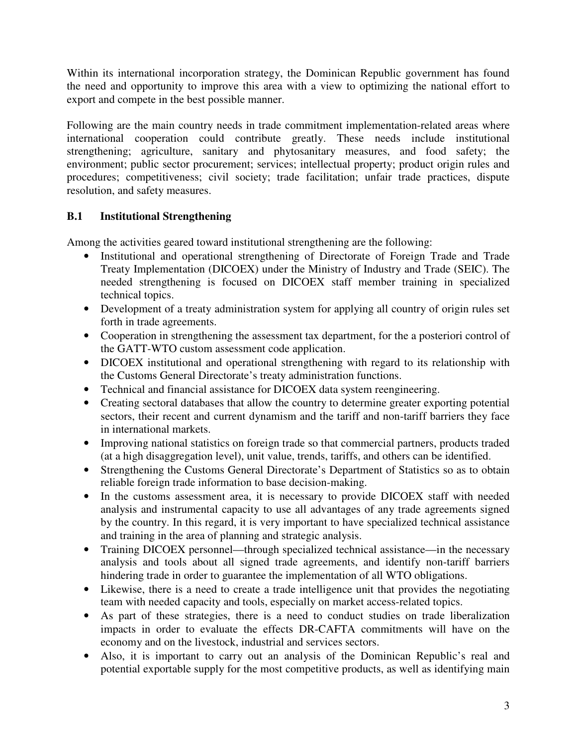Within its international incorporation strategy, the Dominican Republic government has found the need and opportunity to improve this area with a view to optimizing the national effort to export and compete in the best possible manner.

Following are the main country needs in trade commitment implementation-related areas where international cooperation could contribute greatly. These needs include institutional strengthening; agriculture, sanitary and phytosanitary measures, and food safety; the environment; public sector procurement; services; intellectual property; product origin rules and procedures; competitiveness; civil society; trade facilitation; unfair trade practices, dispute resolution, and safety measures.

### B.1 Institutional Strengthening

Among the activities geared toward institutional strengthening are the following:

- Institutional and operational strengthening of Directorate of Foreign Trade and Trade Treaty Implementation (DICOEX) under the Ministry of Industry and Trade (SEIC). The needed strengthening is focused on DICOEX staff member training in specialized technical topics.
- Development of a treaty administration system for applying all country of origin rules set forth in trade agreements.
- Cooperation in strengthening the assessment tax department, for the a posteriori control of the GATT-WTO custom assessment code application.
- DICOEX institutional and operational strengthening with regard to its relationship with the Customs General Directorate's treaty administration functions.
- Technical and financial assistance for DICOEX data system reengineering.
- Creating sectoral databases that allow the country to determine greater exporting potential sectors, their recent and current dynamism and the tariff and non-tariff barriers they face in international markets.
- Improving national statistics on foreign trade so that commercial partners, products traded (at a high disaggregation level), unit value, trends, tariffs, and others can be identified.
- Strengthening the Customs General Directorate's Department of Statistics so as to obtain reliable foreign trade information to base decision-making.
- In the customs assessment area, it is necessary to provide DICOEX staff with needed analysis and instrumental capacity to use all advantages of any trade agreements signed by the country. In this regard, it is very important to have specialized technical assistance and training in the area of planning and strategic analysis.
- Training DICOEX personnel—through specialized technical assistance—in the necessary analysis and tools about all signed trade agreements, and identify non-tariff barriers hindering trade in order to guarantee the implementation of all WTO obligations.
- Likewise, there is a need to create a trade intelligence unit that provides the negotiating team with needed capacity and tools, especially on market access-related topics.
- As part of these strategies, there is a need to conduct studies on trade liberalization impacts in order to evaluate the effects DR-CAFTA commitments will have on the economy and on the livestock, industrial and services sectors.
- Also, it is important to carry out an analysis of the Dominican Republic's real and potential exportable supply for the most competitive products, as well as identifying main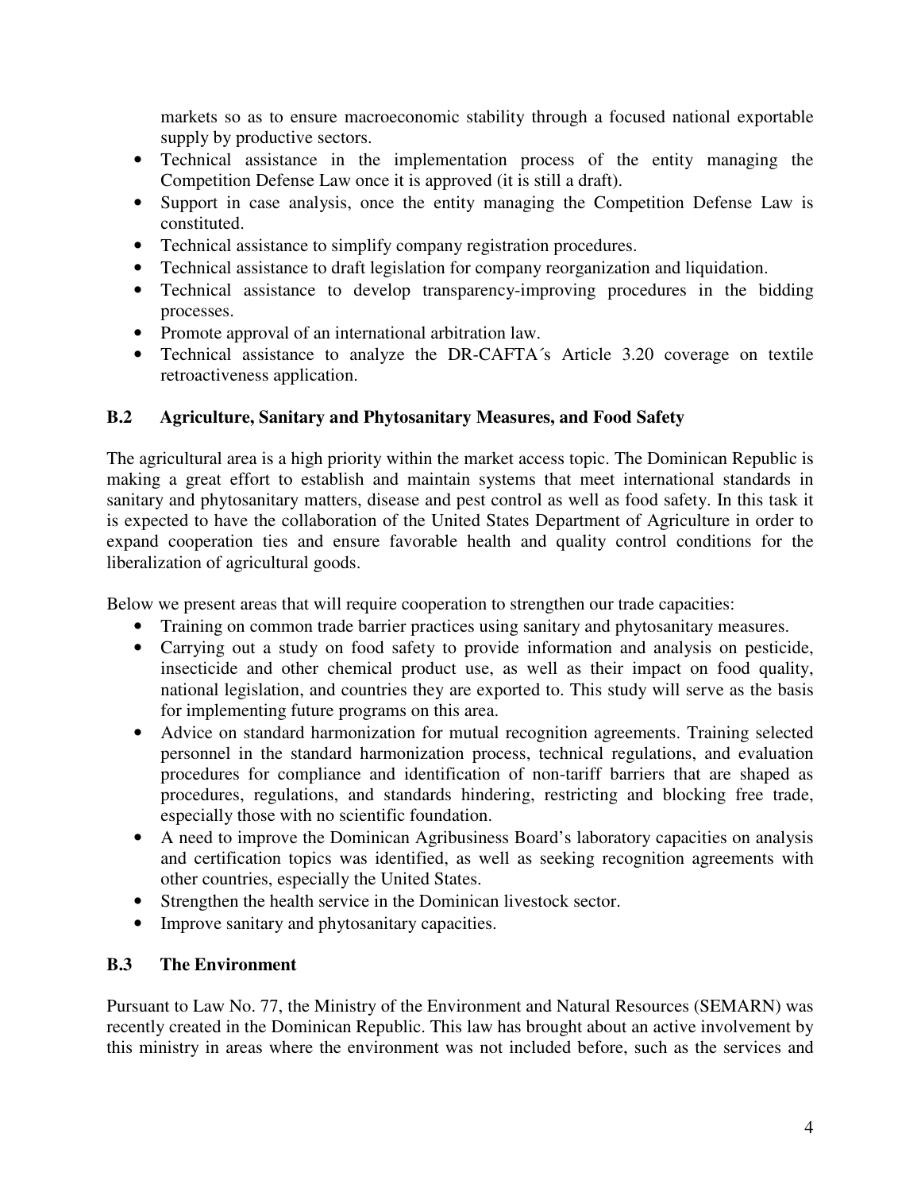markets so as to ensure macroeconomic stability through a focused national exportable supply by productive sectors.

- Technical assistance in the implementation process of the entity managing the Competition Defense Law once it is approved (it is still a draft).
- Support in case analysis, once the entity managing the Competition Defense Law is constituted.
- Technical assistance to simplify company registration procedures.
- Technical assistance to draft legislation for company reorganization and liquidation.
- Technical assistance to develop transparency-improving procedures in the bidding processes.
- Promote approval of an international arbitration law.
- Technical assistance to analyze the DR-CAFTA´s Article 3.20 coverage on textile retroactiveness application.

### B.2 Agriculture, Sanitary and Phytosanitary Measures, and Food Safety

The agricultural area is a high priority within the market access topic. The Dominican Republic is making a great effort to establish and maintain systems that meet international standards in sanitary and phytosanitary matters, disease and pest control as well as food safety. In this task it is expected to have the collaboration of the United States Department of Agriculture in order to expand cooperation ties and ensure favorable health and quality control conditions for the liberalization of agricultural goods.

Below we present areas that will require cooperation to strengthen our trade capacities:

- Training on common trade barrier practices using sanitary and phytosanitary measures.
- Carrying out a study on food safety to provide information and analysis on pesticide, insecticide and other chemical product use, as well as their impact on food quality, national legislation, and countries they are exported to. This study will serve as the basis for implementing future programs on this area.
- Advice on standard harmonization for mutual recognition agreements. Training selected personnel in the standard harmonization process, technical regulations, and evaluation procedures for compliance and identification of non-tariff barriers that are shaped as procedures, regulations, and standards hindering, restricting and blocking free trade, especially those with no scientific foundation.
- A need to improve the Dominican Agribusiness Board's laboratory capacities on analysis and certification topics was identified, as well as seeking recognition agreements with other countries, especially the United States.
- Strengthen the health service in the Dominican livestock sector.
- Improve sanitary and phytosanitary capacities.

### B.3 The Environment

Pursuant to Law No. 77, the Ministry of the Environment and Natural Resources (SEMARN) was recently created in the Dominican Republic. This law has brought about an active involvement by this ministry in areas where the environment was not included before, such as the services and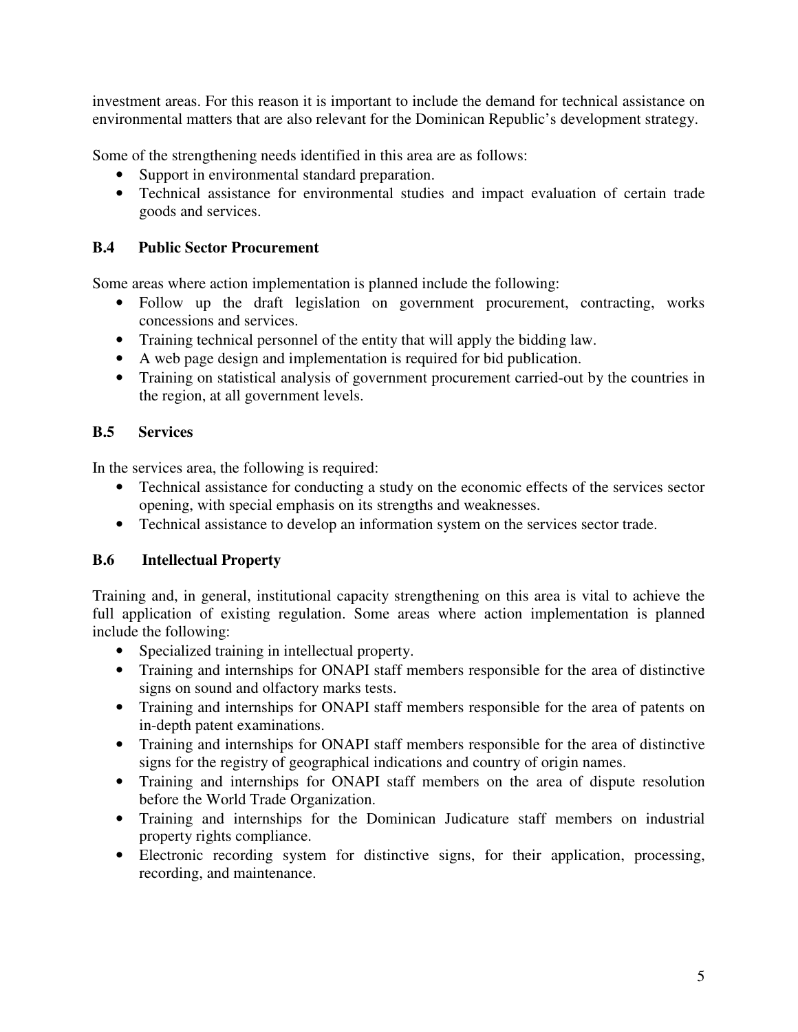investment areas. For this reason it is important to include the demand for technical assistance on environmental matters that are also relevant for the Dominican Republic's development strategy.

Some of the strengthening needs identified in this area are as follows:

- Support in environmental standard preparation.
- Technical assistance for environmental studies and impact evaluation of certain trade goods and services.

### B.4 Public Sector Procurement

Some areas where action implementation is planned include the following:

- Follow up the draft legislation on government procurement, contracting, works concessions and services.
- Training technical personnel of the entity that will apply the bidding law.
- A web page design and implementation is required for bid publication.
- Training on statistical analysis of government procurement carried-out by the countries in the region, at all government levels.

### B.5 Services

In the services area, the following is required:

- Technical assistance for conducting a study on the economic effects of the services sector opening, with special emphasis on its strengths and weaknesses.
- Technical assistance to develop an information system on the services sector trade.

### B.6 Intellectual Property

Training and, in general, institutional capacity strengthening on this area is vital to achieve the full application of existing regulation. Some areas where action implementation is planned include the following:

- Specialized training in intellectual property.
- Training and internships for ONAPI staff members responsible for the area of distinctive signs on sound and olfactory marks tests.
- Training and internships for ONAPI staff members responsible for the area of patents on in-depth patent examinations.
- Training and internships for ONAPI staff members responsible for the area of distinctive signs for the registry of geographical indications and country of origin names.
- Training and internships for ONAPI staff members on the area of dispute resolution before the World Trade Organization.
- Training and internships for the Dominican Judicature staff members on industrial property rights compliance.
- Electronic recording system for distinctive signs, for their application, processing, recording, and maintenance.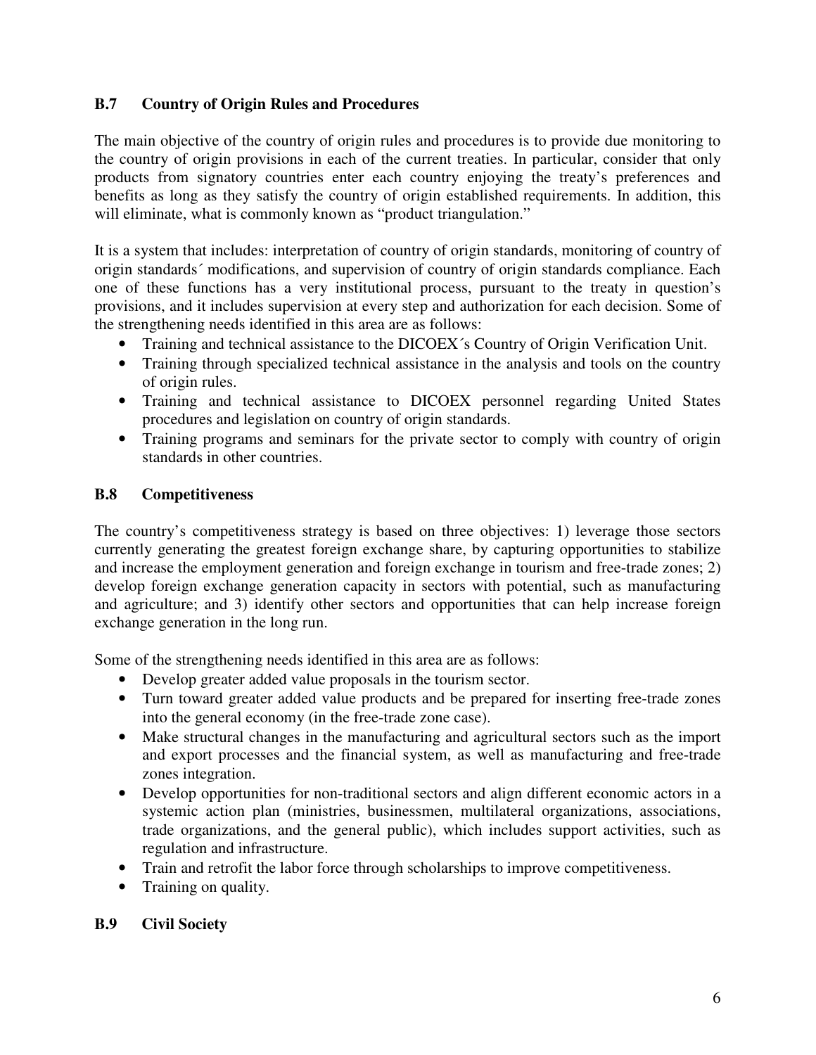### B.7 Country of Origin Rules and Procedures

The main objective of the country of origin rules and procedures is to provide due monitoring to the country of origin provisions in each of the current treaties. In particular, consider that only products from signatory countries enter each country enjoying the treaty's preferences and benefits as long as they satisfy the country of origin established requirements. In addition, this will eliminate, what is commonly known as "product triangulation."

It is a system that includes: interpretation of country of origin standards, monitoring of country of origin standards´ modifications, and supervision of country of origin standards compliance. Each one of these functions has a very institutional process, pursuant to the treaty in question's provisions, and it includes supervision at every step and authorization for each decision. Some of the strengthening needs identified in this area are as follows:

- Training and technical assistance to the DICOEX´s Country of Origin Verification Unit.
- Training through specialized technical assistance in the analysis and tools on the country of origin rules.
- Training and technical assistance to DICOEX personnel regarding United States procedures and legislation on country of origin standards.
- Training programs and seminars for the private sector to comply with country of origin standards in other countries.

### B.8 Competitiveness

The country's competitiveness strategy is based on three objectives: 1) leverage those sectors currently generating the greatest foreign exchange share, by capturing opportunities to stabilize and increase the employment generation and foreign exchange in tourism and free-trade zones; 2) develop foreign exchange generation capacity in sectors with potential, such as manufacturing and agriculture; and 3) identify other sectors and opportunities that can help increase foreign exchange generation in the long run.

Some of the strengthening needs identified in this area are as follows:

- Develop greater added value proposals in the tourism sector.
- Turn toward greater added value products and be prepared for inserting free-trade zones into the general economy (in the free-trade zone case).
- Make structural changes in the manufacturing and agricultural sectors such as the import and export processes and the financial system, as well as manufacturing and free-trade zones integration.
- Develop opportunities for non-traditional sectors and align different economic actors in a systemic action plan (ministries, businessmen, multilateral organizations, associations, trade organizations, and the general public), which includes support activities, such as regulation and infrastructure.
- Train and retrofit the labor force through scholarships to improve competitiveness.
- Training on quality.

### B.9 Civil Society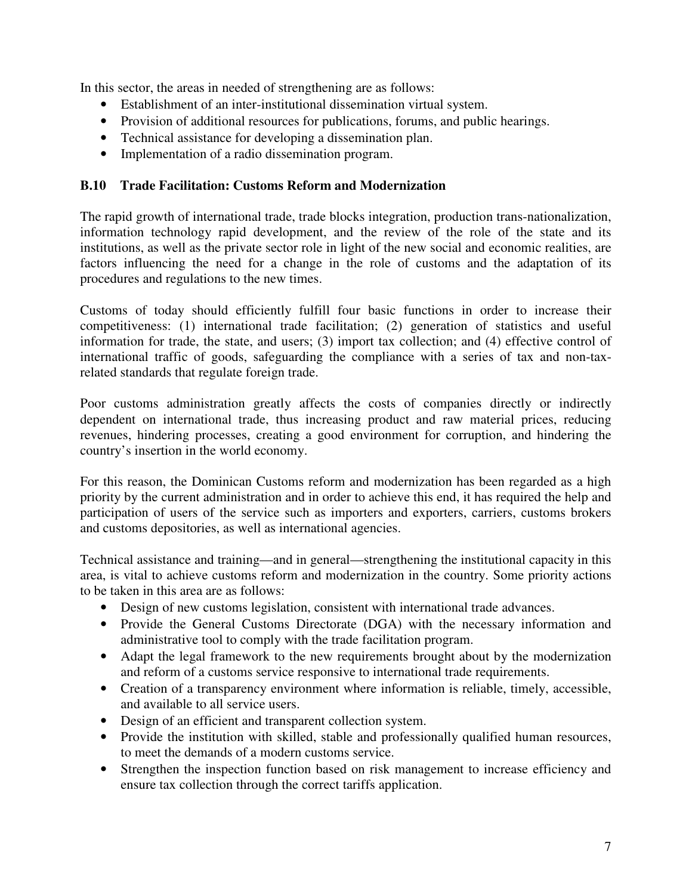In this sector, the areas in needed of strengthening are as follows:

- Establishment of an inter-institutional dissemination virtual system.
- Provision of additional resources for publications, forums, and public hearings.
- Technical assistance for developing a dissemination plan.
- Implementation of a radio dissemination program.

### B.10 Trade Facilitation: Customs Reform and Modernization

The rapid growth of international trade, trade blocks integration, production trans-nationalization, information technology rapid development, and the review of the role of the state and its institutions, as well as the private sector role in light of the new social and economic realities, are factors influencing the need for a change in the role of customs and the adaptation of its procedures and regulations to the new times.

Customs of today should efficiently fulfill four basic functions in order to increase their competitiveness: (1) international trade facilitation; (2) generation of statistics and useful information for trade, the state, and users; (3) import tax collection; and (4) effective control of international traffic of goods, safeguarding the compliance with a series of tax and non-tax-related standards that regulate foreign trade.

Poor customs administration greatly affects the costs of companies directly or indirectly dependent on international trade, thus increasing product and raw material prices, reducing revenues, hindering processes, creating a good environment for corruption, and hindering the country's insertion in the world economy.

For this reason, the Dominican Customs reform and modernization has been regarded as a high priority by the current administration and in order to achieve this end, it has required the help and participation of users of the service such as importers and exporters, carriers, customs brokers and customs depositories, as well as international agencies.

Technical assistance and training—and in general—strengthening the institutional capacity in this area, is vital to achieve customs reform and modernization in the country. Some priority actions to be taken in this area are as follows:

- Design of new customs legislation, consistent with international trade advances.
- Provide the General Customs Directorate (DGA) with the necessary information and administrative tool to comply with the trade facilitation program.
- Adapt the legal framework to the new requirements brought about by the modernization and reform of a customs service responsive to international trade requirements.
- Creation of a transparency environment where information is reliable, timely, accessible, and available to all service users.
- Design of an efficient and transparent collection system.
- Provide the institution with skilled, stable and professionally qualified human resources, to meet the demands of a modern customs service.
- Strengthen the inspection function based on risk management to increase efficiency and ensure tax collection through the correct tariffs application.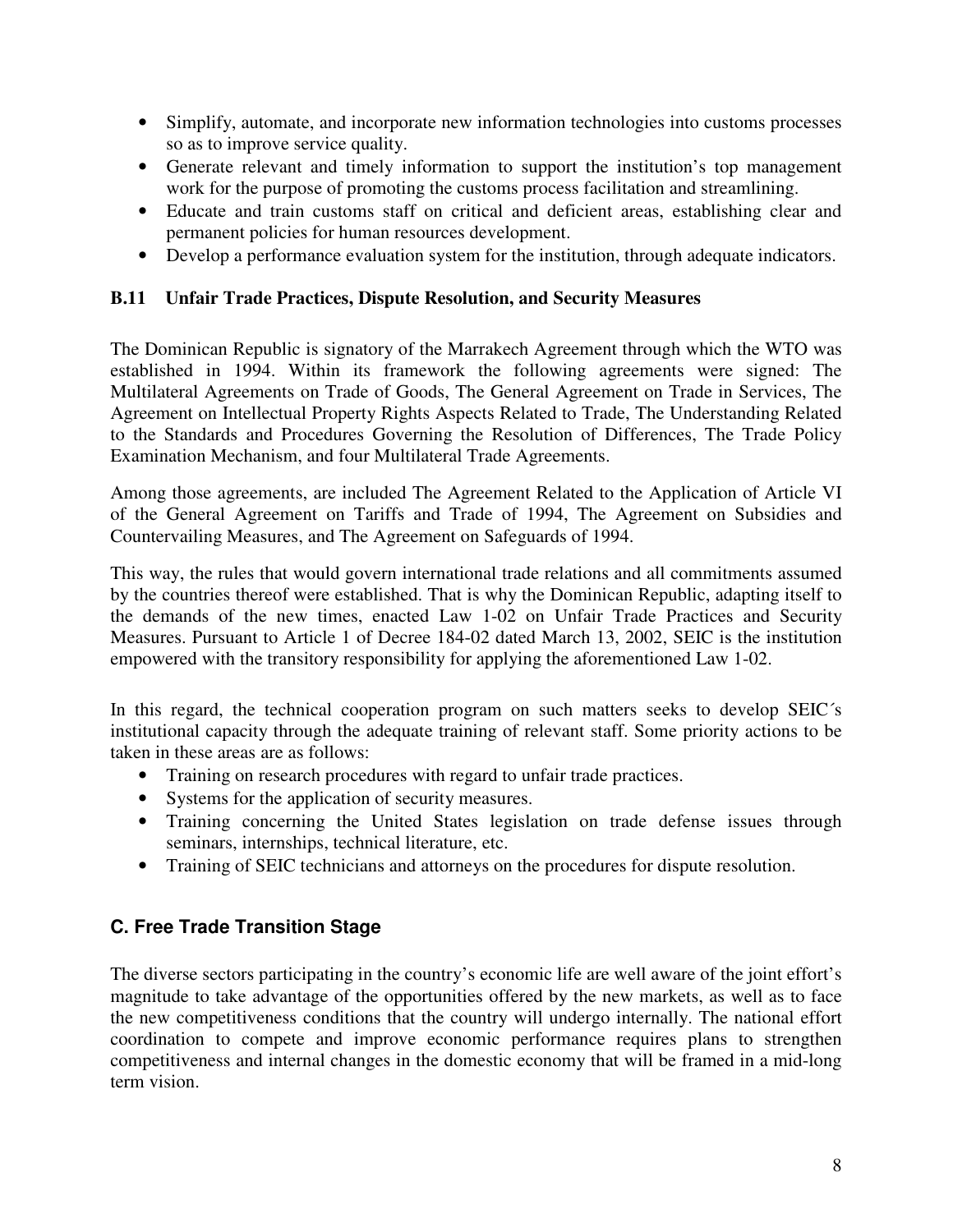- Simplify, automate, and incorporate new information technologies into customs processes so as to improve service quality.
- Generate relevant and timely information to support the institution's top management work for the purpose of promoting the customs process facilitation and streamlining.
- Educate and train customs staff on critical and deficient areas, establishing clear and permanent policies for human resources development.
- Develop a performance evaluation system for the institution, through adequate indicators.

### B.11 Unfair Trade Practices, Dispute Resolution, and Security Measures

The Dominican Republic is signatory of the Marrakech Agreement through which the WTO was established in 1994. Within its framework the following agreements were signed: The Multilateral Agreements on Trade of Goods, The General Agreement on Trade in Services, The Agreement on Intellectual Property Rights Aspects Related to Trade, The Understanding Related to the Standards and Procedures Governing the Resolution of Differences, The Trade Policy Examination Mechanism, and four Multilateral Trade Agreements.

Among those agreements, are included The Agreement Related to the Application of Article VI of the General Agreement on Tariffs and Trade of 1994, The Agreement on Subsidies and Countervailing Measures, and The Agreement on Safeguards of 1994.

This way, the rules that would govern international trade relations and all commitments assumed by the countries thereof were established. That is why the Dominican Republic, adapting itself to the demands of the new times, enacted Law 1-02 on Unfair Trade Practices and Security Measures. Pursuant to Article 1 of Decree 184-02 dated March 13, 2002, SEIC is the institution empowered with the transitory responsibility for applying the aforementioned Law 1-02.

In this regard, the technical cooperation program on such matters seeks to develop SEIC´s institutional capacity through the adequate training of relevant staff. Some priority actions to be taken in these areas are as follows:

- Training on research procedures with regard to unfair trade practices.
- Systems for the application of security measures.
- Training concerning the United States legislation on trade defense issues through seminars, internships, technical literature, etc.
- Training of SEIC technicians and attorneys on the procedures for dispute resolution.

## C. Free Trade Transition Stage

The diverse sectors participating in the country's economic life are well aware of the joint effort's magnitude to take advantage of the opportunities offered by the new markets, as well as to face the new competitiveness conditions that the country will undergo internally. The national effort coordination to compete and improve economic performance requires plans to strengthen competitiveness and internal changes in the domestic economy that will be framed in a mid-long term vision.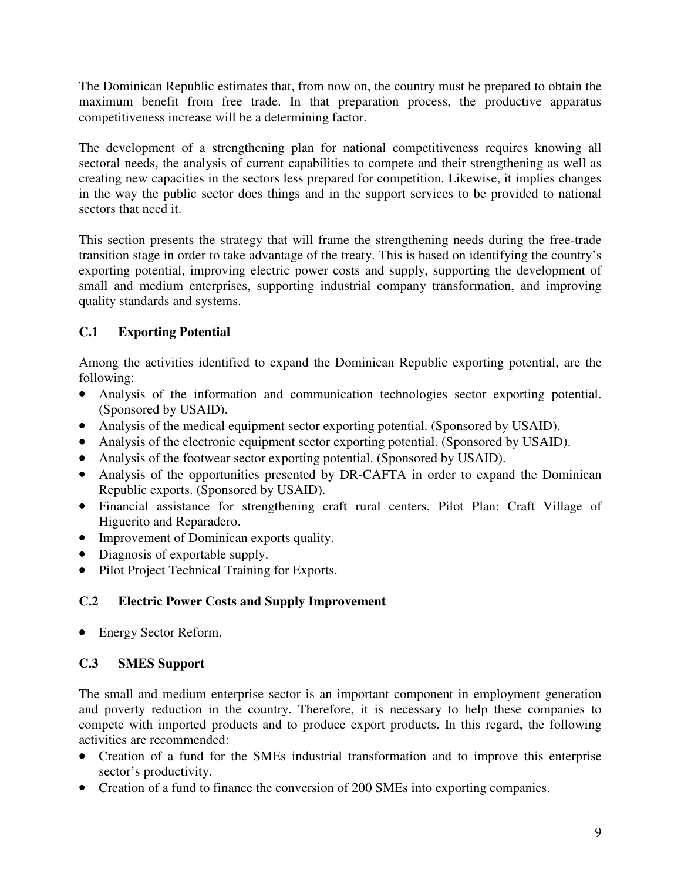The Dominican Republic estimates that, from now on, the country must be prepared to obtain the maximum benefit from free trade. In that preparation process, the productive apparatus competitiveness increase will be a determining factor.

The development of a strengthening plan for national competitiveness requires knowing all sectoral needs, the analysis of current capabilities to compete and their strengthening as well as creating new capacities in the sectors less prepared for competition. Likewise, it implies changes in the way the public sector does things and in the support services to be provided to national sectors that need it.

This section presents the strategy that will frame the strengthening needs during the free-trade transition stage in order to take advantage of the treaty. This is based on identifying the country's exporting potential, improving electric power costs and supply, supporting the development of small and medium enterprises, supporting industrial company transformation, and improving quality standards and systems.

### C.1 Exporting Potential

Among the activities identified to expand the Dominican Republic exporting potential, are the following:

- Analysis of the information and communication technologies sector exporting potential. (Sponsored by USAID).
- Analysis of the medical equipment sector exporting potential. (Sponsored by USAID).
- Analysis of the electronic equipment sector exporting potential. (Sponsored by USAID).
- Analysis of the footwear sector exporting potential. (Sponsored by USAID).
- Analysis of the opportunities presented by DR-CAFTA in order to expand the Dominican Republic exports. (Sponsored by USAID).
- Financial assistance for strengthening craft rural centers, Pilot Plan: Craft Village of Higuerito and Reparadero.
- Improvement of Dominican exports quality.
- Diagnosis of exportable supply.
- Pilot Project Technical Training for Exports.

### C.2 Electric Power Costs and Supply Improvement

- Energy Sector Reform.

### C.3 SMES Support

The small and medium enterprise sector is an important component in employment generation and poverty reduction in the country. Therefore, it is necessary to help these companies to compete with imported products and to produce export products. In this regard, the following activities are recommended:

- Creation of a fund for the SMEs industrial transformation and to improve this enterprise sector's productivity.
- Creation of a fund to finance the conversion of 200 SMEs into exporting companies.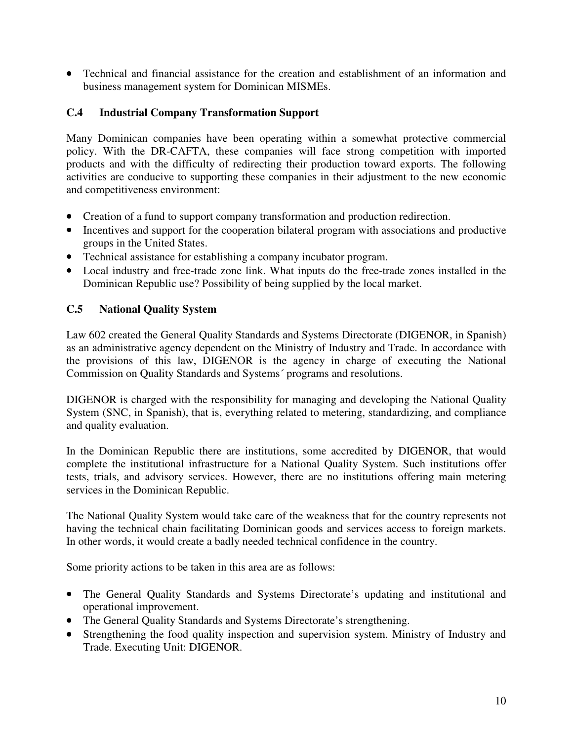- Technical and financial assistance for the creation and establishment of an information and business management system for Dominican MISMEs.

### C.4 Industrial Company Transformation Support

Many Dominican companies have been operating within a somewhat protective commercial policy. With the DR-CAFTA, these companies will face strong competition with imported products and with the difficulty of redirecting their production toward exports. The following activities are conducive to supporting these companies in their adjustment to the new economic and competitiveness environment:

- Creation of a fund to support company transformation and production redirection.
- Incentives and support for the cooperation bilateral program with associations and productive groups in the United States.
- Technical assistance for establishing a company incubator program.
- Local industry and free-trade zone link. What inputs do the free-trade zones installed in the Dominican Republic use? Possibility of being supplied by the local market.

### C.5 National Quality System

Law 602 created the General Quality Standards and Systems Directorate (DIGENOR, in Spanish) as an administrative agency dependent on the Ministry of Industry and Trade. In accordance with the provisions of this law, DIGENOR is the agency in charge of executing the National Commission on Quality Standards and Systems´ programs and resolutions.

DIGENOR is charged with the responsibility for managing and developing the National Quality System (SNC, in Spanish), that is, everything related to metering, standardizing, and compliance and quality evaluation.

In the Dominican Republic there are institutions, some accredited by DIGENOR, that would complete the institutional infrastructure for a National Quality System. Such institutions offer tests, trials, and advisory services. However, there are no institutions offering main metering services in the Dominican Republic.

The National Quality System would take care of the weakness that for the country represents not having the technical chain facilitating Dominican goods and services access to foreign markets. In other words, it would create a badly needed technical confidence in the country.

Some priority actions to be taken in this area are as follows:

- The General Quality Standards and Systems Directorate's updating and institutional and operational improvement.
- The General Quality Standards and Systems Directorate's strengthening.
- Strengthening the food quality inspection and supervision system. Ministry of Industry and Trade. Executing Unit: DIGENOR.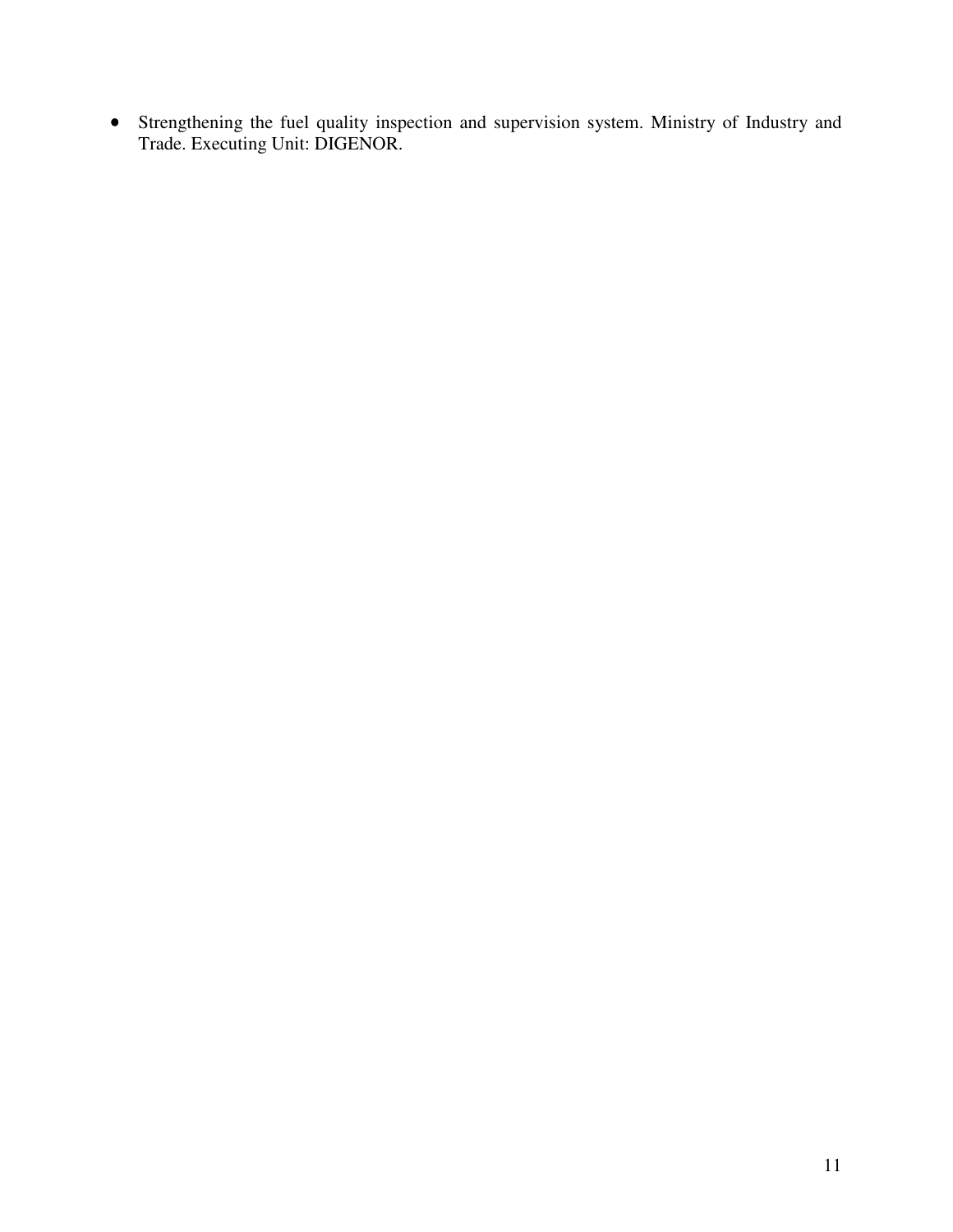- Strengthening the fuel quality inspection and supervision system. Ministry of Industry and Trade. Executing Unit: DIGENOR.